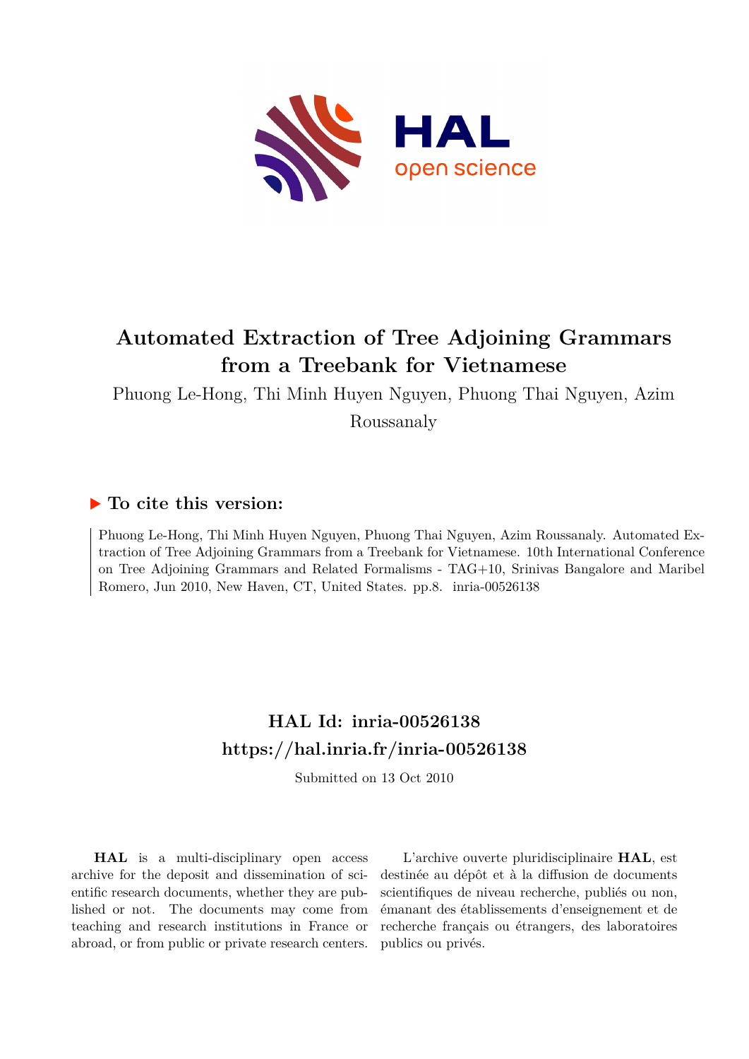# Automated Extraction of Tree Adjoining Grammars from a Treebank for Vietnamese

Phuong Le-Hong, Thi Minh Huyen Nguyen, Phuong Thai Nguyen, Azim Roussanaly

### ▶ To cite this version:

Phuong Le-Hong, Thi Minh Huyen Nguyen, Phuong Thai Nguyen, Azim Roussanaly. Automated Extraction of Tree Adjoining Grammars from a Treebank for Vietnamese. 10th International Conference on Tree Adjoining Grammars and Related Formalisms - TAG+10, Srinivas Bangalore and Maribel Romero, Jun 2010, New Haven, CT, United States. pp.8. inria-00526138

## HAL Id: inria-00526138
## https://hal.inria.fr/inria-00526138

Submitted on 13 Oct 2010

**HAL** is a multi-disciplinary open access archive for the deposit and dissemination of scientific research documents, whether they are published or not. The documents may come from teaching and research institutions in France or abroad, or from public or private research centers.

L'archive ouverte pluridisciplinaire **HAL**, est destinée au dépôt et à la diffusion de documents scientifiques de niveau recherche, publiés ou non, émanant des établissements d'enseignement et de recherche français ou étrangers, des laboratoires publics ou privés.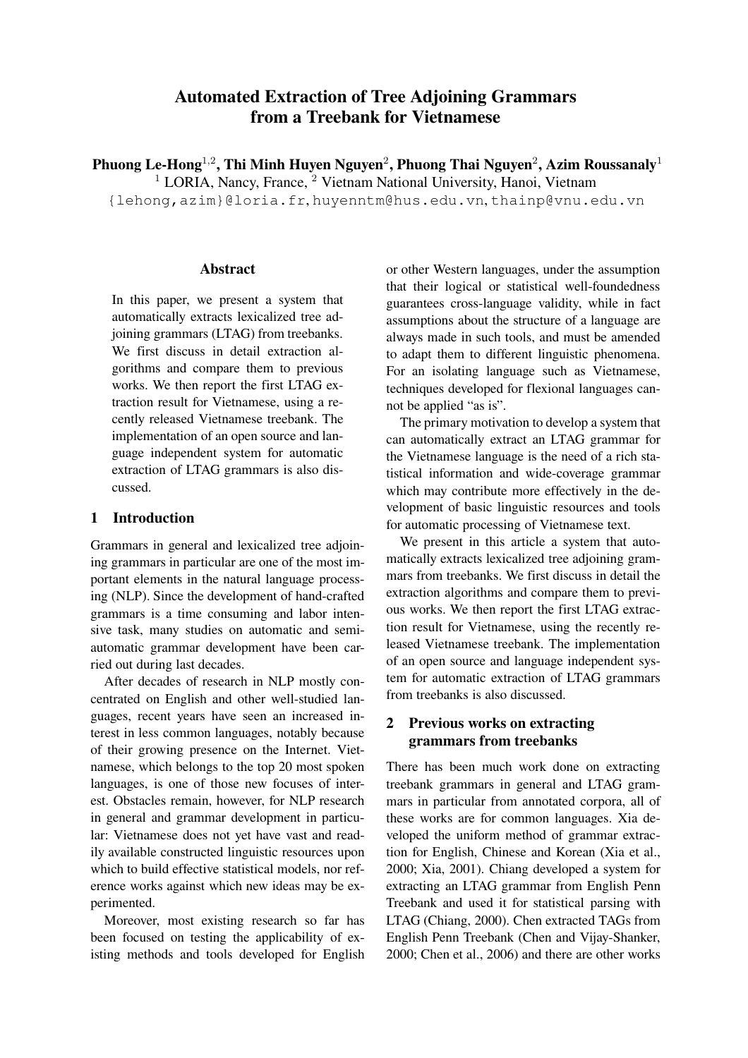# Automated Extraction of Tree Adjoining Grammars from a Treebank for Vietnamese

**Phuong Le-Hong**[1,2], **Thi Minh Huyen Nguyen**[2], **Phuong Thai Nguyen**[2], **Azim Roussanaly**[1]

[1] LORIA, Nancy, France, [2] Vietnam National University, Hanoi, Vietnam

{lehong,azim}@loria.fr, huyenntm@hus.edu.vn, thainp@vnu.edu.vn

## Abstract

In this paper, we present a system that automatically extracts lexicalized tree adjoining grammars (LTAG) from treebanks. We first discuss in detail extraction algorithms and compare them to previous works. We then report the first LTAG extraction result for Vietnamese, using a recently released Vietnamese treebank. The implementation of an open source and language independent system for automatic extraction of LTAG grammars is also discussed.

## 1 Introduction

Grammars in general and lexicalized tree adjoining grammars in particular are one of the most important elements in the natural language processing (NLP). Since the development of hand-crafted grammars is a time consuming and labor intensive task, many studies on automatic and semi-automatic grammar development have been carried out during last decades.

After decades of research in NLP mostly concentrated on English and other well-studied languages, recent years have seen an increased interest in less common languages, notably because of their growing presence on the Internet. Vietnamese, which belongs to the top 20 most spoken languages, is one of those new focuses of interest. Obstacles remain, however, for NLP research in general and grammar development in particular: Vietnamese does not yet have vast and readily available constructed linguistic resources upon which to build effective statistical models, nor reference works against which new ideas may be experimented.

Moreover, most existing research so far has been focused on testing the applicability of existing methods and tools developed for English or other Western languages, under the assumption that their logical or statistical well-foundedness guarantees cross-language validity, while in fact assumptions about the structure of a language are always made in such tools, and must be amended to adapt them to different linguistic phenomena. For an isolating language such as Vietnamese, techniques developed for flexional languages cannot be applied "as is".

The primary motivation to develop a system that can automatically extract an LTAG grammar for the Vietnamese language is the need of a rich statistical information and wide-coverage grammar which may contribute more effectively in the development of basic linguistic resources and tools for automatic processing of Vietnamese text.

We present in this article a system that automatically extracts lexicalized tree adjoining grammars from treebanks. We first discuss in detail the extraction algorithms and compare them to previous works. We then report the first LTAG extraction result for Vietnamese, using the recently released Vietnamese treebank. The implementation of an open source and language independent system for automatic extraction of LTAG grammars from treebanks is also discussed.

## 2 Previous works on extracting grammars from treebanks

There has been much work done on extracting treebank grammars in general and LTAG grammars in particular from annotated corpora, all of these works are for common languages. Xia developed the uniform method of grammar extraction for English, Chinese and Korean (Xia et al., 2000; Xia, 2001). Chiang developed a system for extracting an LTAG grammar from English Penn Treebank and used it for statistical parsing with LTAG (Chiang, 2000). Chen extracted TAGs from English Penn Treebank (Chen and Vijay-Shanker, 2000; Chen et al., 2006) and there are other works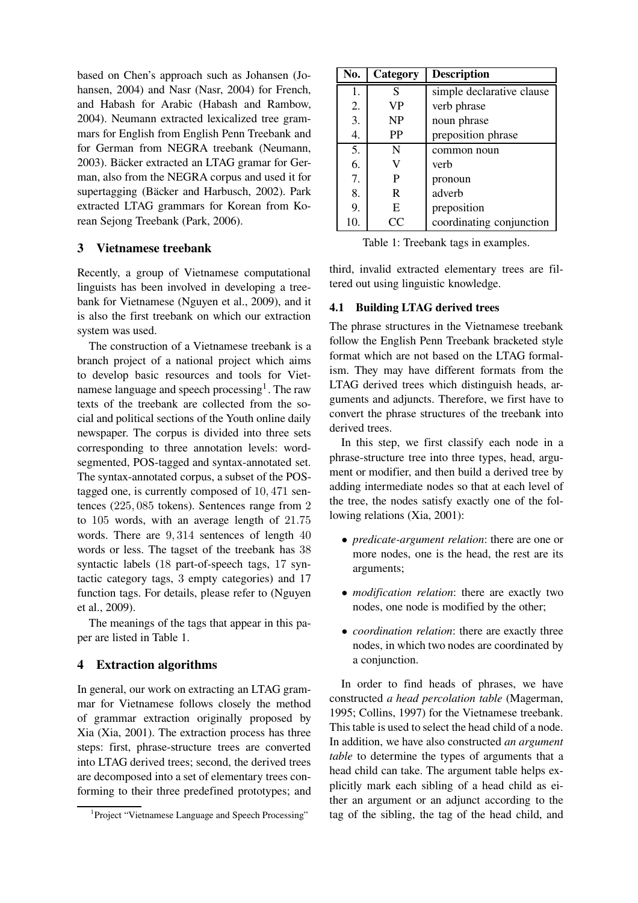based on Chen's approach such as Johansen (Johansen, 2004) and Nasr (Nasr, 2004) for French, and Habash for Arabic (Habash and Rambow, 2004). Neumann extracted lexicalized tree grammars for English from English Penn Treebank and for German from NEGRA treebank (Neumann, 2003). Bäcker extracted an LTAG gramar for German, also from the NEGRA corpus and used it for supertagging (Bäcker and Harbusch, 2002). Park extracted LTAG grammars for Korean from Korean Sejong Treebank (Park, 2006).

## 3 Vietnamese treebank

Recently, a group of Vietnamese computational linguists has been involved in developing a treebank for Vietnamese (Nguyen et al., 2009), and it is also the first treebank on which our extraction system was used.

The construction of a Vietnamese treebank is a branch project of a national project which aims to develop basic resources and tools for Vietnamese language and speech processing[1]. The raw texts of the treebank are collected from the social and political sections of the Youth online daily newspaper. The corpus is divided into three sets corresponding to three annotation levels: word-segmented, POS-tagged and syntax-annotated set. The syntax-annotated corpus, a subset of the POS-tagged one, is currently composed of $10,471$ sentences ($225,085$ tokens). Sentences range from $2$ to $105$ words, with an average length of $21.75$ words. There are $9,314$ sentences of length $40$ words or less. The tagset of the treebank has $38$ syntactic labels ($18$ part-of-speech tags, $17$ syntactic category tags, $3$ empty categories) and $17$ function tags. For details, please refer to (Nguyen et al., 2009).

The meanings of the tags that appear in this paper are listed in Table 1.

## 4 Extraction algorithms

In general, our work on extracting an LTAG grammar for Vietnamese follows closely the method of grammar extraction originally proposed by Xia (Xia, 2001). The extraction process has three steps: first, phrase-structure trees are converted into LTAG derived trees; second, the derived trees are decomposed into a set of elementary trees conforming to their three predefined prototypes; and third, invalid extracted elementary trees are filtered out using linguistic knowledge.

[1] Project "Vietnamese Language and Speech Processing"

| No. | Category | Description |
|---|---|---|
| 1. | S | simple declarative clause |
| 2. | VP | verb phrase |
| 3. | NP | noun phrase |
| 4. | PP | preposition phrase |
| 5. | N | common noun |
| 6. | V | verb |
| 7. | P | pronoun |
| 8. | R | adverb |
| 9. | E | preposition |
| 10. | CC | coordinating conjunction |

Table 1: Treebank tags in examples.

### 4.1 Building LTAG derived trees

The phrase structures in the Vietnamese treebank follow the English Penn Treebank bracketed style format which are not based on the LTAG formalism. They may have different formats from the LTAG derived trees which distinguish heads, arguments and adjuncts. Therefore, we first have to convert the phrase structures of the treebank into derived trees.

In this step, we first classify each node in a phrase-structure tree into three types, head, argument or modifier, and then build a derived tree by adding intermediate nodes so that at each level of the tree, the nodes satisfy exactly one of the following relations (Xia, 2001):

- *predicate-argument relation*: there are one or more nodes, one is the head, the rest are its arguments;
- *modification relation*: there are exactly two nodes, one node is modified by the other;
- *coordination relation*: there are exactly three nodes, in which two nodes are coordinated by a conjunction.

In order to find heads of phrases, we have constructed *a head percolation table* (Magerman, 1995; Collins, 1997) for the Vietnamese treebank. This table is used to select the head child of a node. In addition, we have also constructed *an argument table* to determine the types of arguments that a head child can take. The argument table helps explicitly mark each sibling of a head child as either an argument or an adjunct according to the tag of the sibling, the tag of the head child, and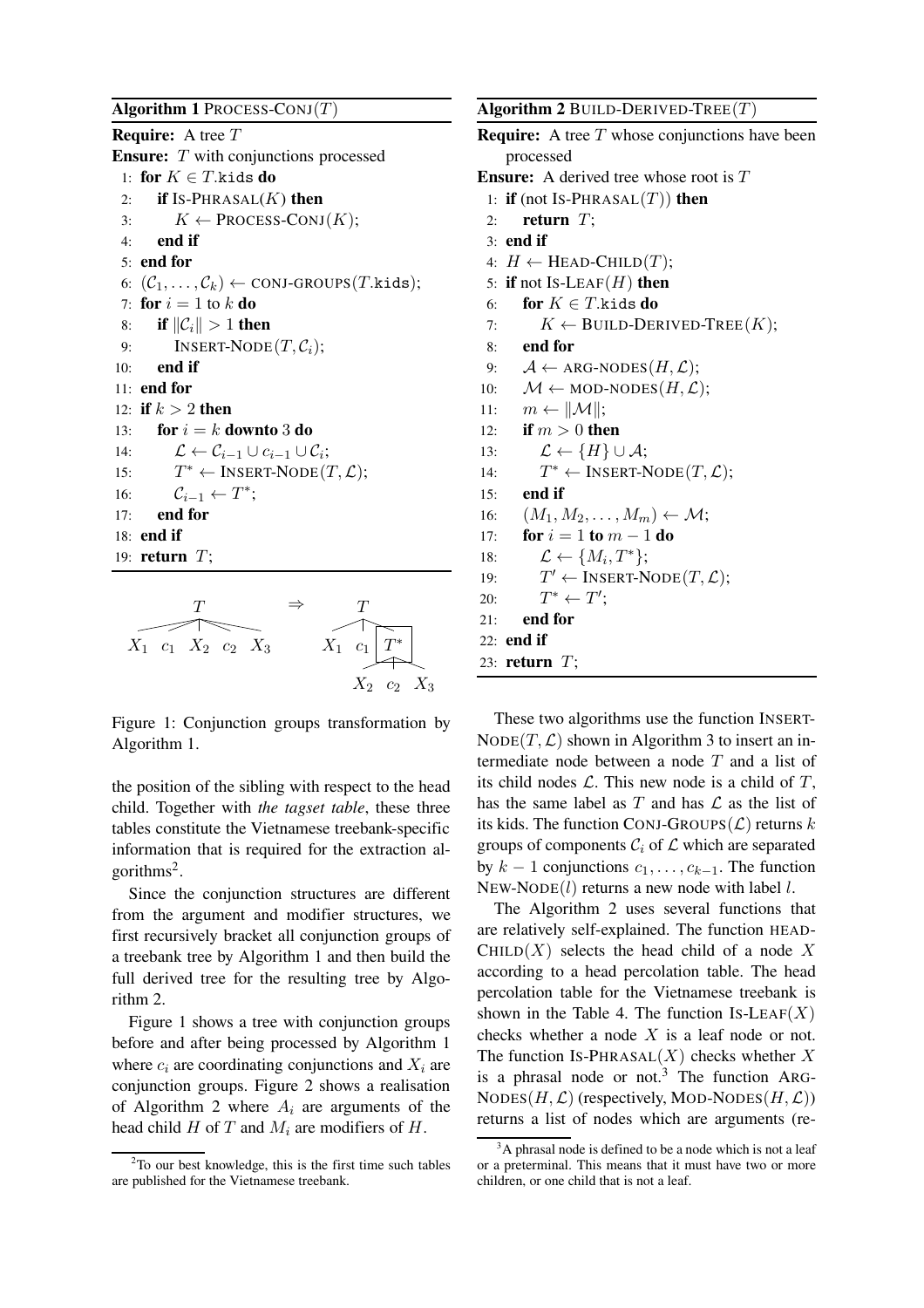**Algorithm 1** PROCESS-CONJ($T$)

```
Require: A tree T
Ensure: T with conjunctions processed
 1: for K ∈ T.kids do
 2:     if IS-PHRASAL(K) then
 3:         K ← PROCESS-CONJ(K);
 4:     end if
 5: end for
 6: (C_1, ..., C_k) ← CONJ-GROUPS(T.kids);
 7: for i = 1 to k do
 8:     if ||C_i|| > 1 then
 9:         INSERT-NODE(T, C_i);
10:     end if
11: end for
12: if k > 2 then
13:     for i = k downto 3 do
14:         L ← C_{i-1} ∪ c_{i-1} ∪ C_i;
15:         T* ← INSERT-NODE(T, L);
16:         C_{i-1} ← T*;
17:     end for
18: end if
19: return T;
```

**Algorithm 2** BUILD-DERIVED-TREE($T$)

```
Require: A tree T whose conjunctions have been processed
Ensure: A derived tree whose root is T
 1: if (not IS-PHRASAL(T)) then
 2:     return T;
 3: end if
 4: H ← HEAD-CHILD(T);
 5: if not IS-LEAF(H) then
 6:     for K ∈ T.kids do
 7:         K ← BUILD-DERIVED-TREE(K);
 8:     end for
 9:     A ← ARG-NODES(H, L);
10:     M ← MOD-NODES(H, L);
11:     m ← ||M||;
12:     if m > 0 then
13:         L ← {H} ∪ A;
14:         T* ← INSERT-NODE(T, L);
15:     end if
16:     (M_1, M_2, ..., M_m) ← M;
17:     for i = 1 to m − 1 do
18:         L ← {M_i, T*};
19:         T' ← INSERT-NODE(T, L);
20:         T* ← T';
21:     end for
22: end if
23: return T;
```

$T$ ($X_1$ $c_1$ $X_2$ $c_2$ $X_3$) $\Rightarrow$ $T$ ($X_1$ $c_1$ $T^*$ ($X_2$ $c_2$ $X_3$))

Figure 1: Conjunction groups transformation by Algorithm 1.

the position of the sibling with respect to the head child. Together with *the tagset table*, these three tables constitute the Vietnamese treebank-specific information that is required for the extraction algorithms[2].

Since the conjunction structures are different from the argument and modifier structures, we first recursively bracket all conjunction groups of a treebank tree by Algorithm 1 and then build the full derived tree for the resulting tree by Algorithm 2.

Figure 1 shows a tree with conjunction groups before and after being processed by Algorithm 1 where $c_i$ are coordinating conjunctions and $X_i$ are conjunction groups. Figure 2 shows a realisation of Algorithm 2 where $A_i$ are arguments of the head child $H$ of $T$ and $M_i$ are modifiers of $H$.

These two algorithms use the function INSERT-NODE($T, \mathcal{L}$) shown in Algorithm 3 to insert an intermediate node between a node $T$ and a list of its child nodes $\mathcal{L}$. This new node is a child of $T$, has the same label as $T$ and has $\mathcal{L}$ as the list of its kids. The function CONJ-GROUPS($\mathcal{L}$) returns $k$ groups of components $\mathcal{C}_i$ of $\mathcal{L}$ which are separated by $k-1$ conjunctions $c_1, \ldots, c_{k-1}$. The function NEW-NODE($l$) returns a new node with label $l$.

The Algorithm 2 uses several functions that are relatively self-explained. The function HEAD-CHILD($X$) selects the head child of a node $X$ according to a head percolation table. The head percolation table for the Vietnamese treebank is shown in the Table 4. The function IS-LEAF($X$) checks whether a node $X$ is a leaf node or not. The function IS-PHRASAL($X$) checks whether $X$ is a phrasal node or not.[3] The function ARG-NODES($H, \mathcal{L}$) (respectively, MOD-NODES($H, \mathcal{L}$)) returns a list of nodes which are arguments (re-

[2] To our best knowledge, this is the first time such tables are published for the Vietnamese treebank.

[3] A phrasal node is defined to be a node which is not a leaf or a preterminal. This means that it must have two or more children, or one child that is not a leaf.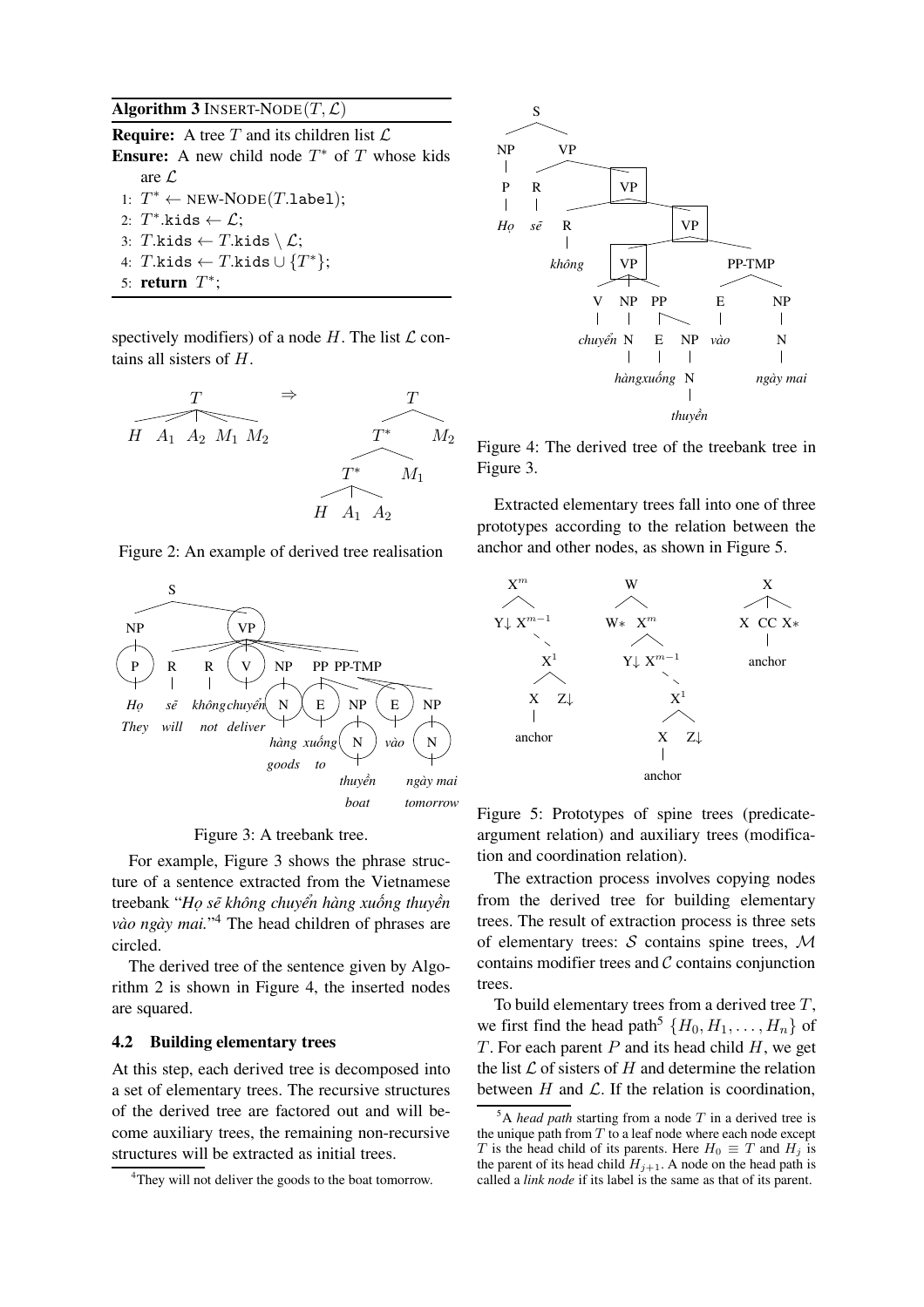**Algorithm 3** INSERT-NODE$(T, \mathcal{L})$

**Require:** A tree $T$ and its children list $\mathcal{L}$
**Ensure:** A new child node $T^*$ of $T$ whose kids are $\mathcal{L}$

1: $T^* \leftarrow$ NEW-NODE($T$.label);
2: $T^*$.kids $\leftarrow \mathcal{L}$;
3: $T$.kids $\leftarrow T$.kids $\setminus \mathcal{L}$;
4: $T$.kids $\leftarrow T$.kids $\cup \{T^*\}$;
5: **return** $T^*$;

spectively modifiers) of a node $H$. The list $\mathcal{L}$ contains all sisters of $H$.

Figure 2: An example of derived tree realisation

Figure 3: A treebank tree.

For example, Figure 3 shows the phrase structure of a sentence extracted from the Vietnamese treebank "*Họ sẽ không chuyển hàng xuống thuyền vào ngày mai.*"[4] The head children of phrases are circled.

The derived tree of the sentence given by Algorithm 2 is shown in Figure 4, the inserted nodes are squared.

### 4.2 Building elementary trees

At this step, each derived tree is decomposed into a set of elementary trees. The recursive structures of the derived tree are factored out and will become auxiliary trees, the remaining non-recursive structures will be extracted as initial trees.

[4] They will not deliver the goods to the boat tomorrow.

Figure 4: The derived tree of the treebank tree in Figure 3.

Extracted elementary trees fall into one of three prototypes according to the relation between the anchor and other nodes, as shown in Figure 5.

Figure 5: Prototypes of spine trees (predicate-argument relation) and auxiliary trees (modification and coordination relation).

The extraction process involves copying nodes from the derived tree for building elementary trees. The result of extraction process is three sets of elementary trees: $\mathcal{S}$ contains spine trees, $\mathcal{M}$ contains modifier trees and $\mathcal{C}$ contains conjunction trees.

To build elementary trees from a derived tree $T$, we first find the head path[5] $\{H_0, H_1, \ldots, H_n\}$ of $T$. For each parent $P$ and its head child $H$, we get the list $\mathcal{L}$ of sisters of $H$ and determine the relation between $H$ and $\mathcal{L}$. If the relation is coordination,

[5] A *head path* starting from a node $T$ in a derived tree is the unique path from $T$ to a leaf node where each node except $T$ is the head child of its parents. Here $H_0 \equiv T$ and $H_j$ is the parent of its head child $H_{j+1}$. A node on the head path is called a *link node* if its label is the same as that of its parent.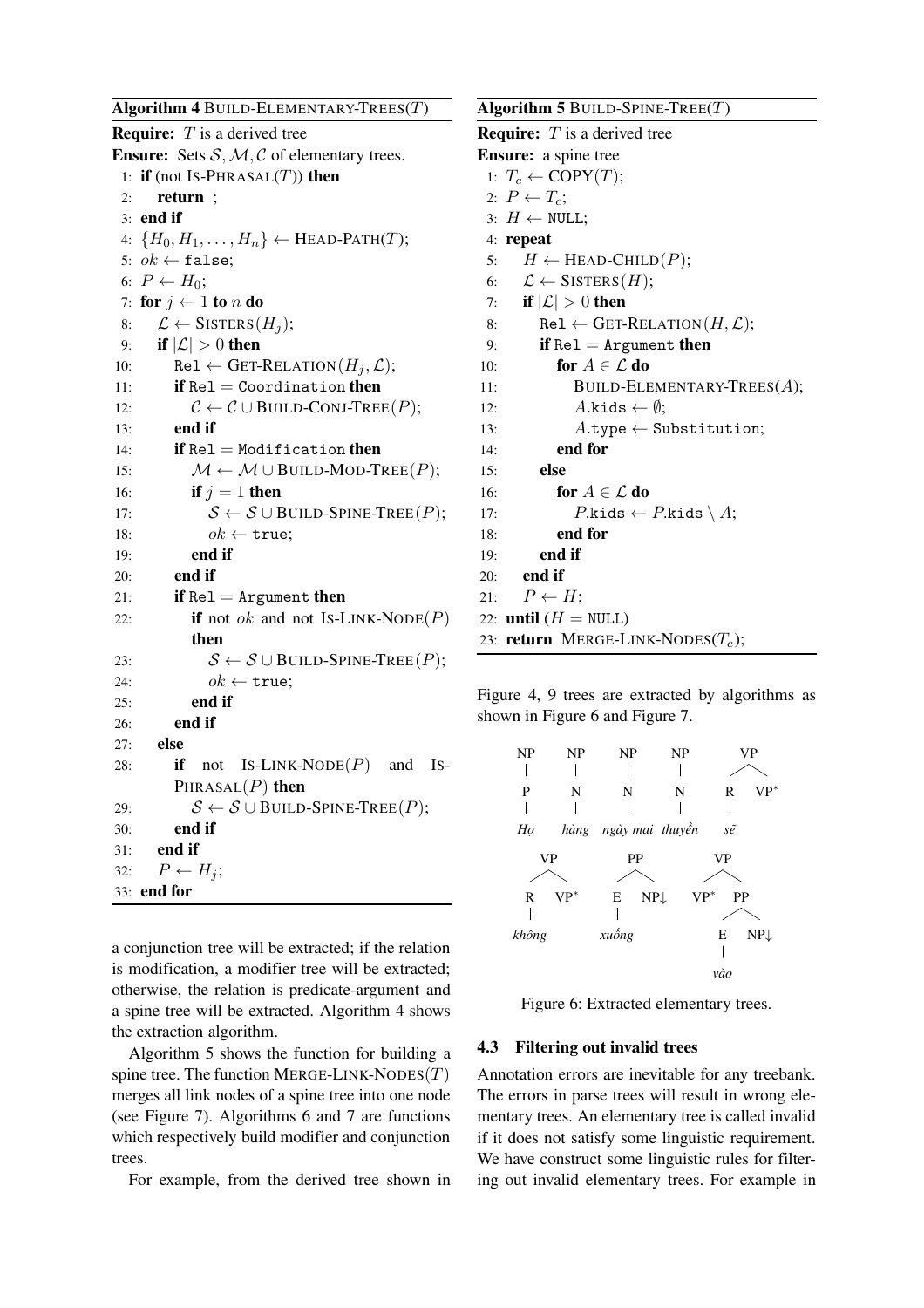**Algorithm 4** BUILD-ELEMENTARY-TREES($T$)

```
Require: T is a derived tree
Ensure: Sets S, M, C of elementary trees.
 1: if (not IS-PHRASAL(T)) then
 2:     return ;
 3: end if
 4: {H_0, H_1, ..., H_n} ← HEAD-PATH(T);
 5: ok ← false;
 6: P ← H_0;
 7: for j ← 1 to n do
 8:     L ← SISTERS(H_j);
 9:     if |L| > 0 then
10:         Rel ← GET-RELATION(H_j, L);
11:         if Rel = Coordination then
12:             C ← C ∪ BUILD-CONJ-TREE(P);
13:         end if
14:         if Rel = Modification then
15:             M ← M ∪ BUILD-MOD-TREE(P);
16:             if j = 1 then
17:                 S ← S ∪ BUILD-SPINE-TREE(P);
18:                 ok ← true;
19:             end if
20:         end if
21:         if Rel = Argument then
22:             if not ok and not IS-LINK-NODE(P) then
23:                 S ← S ∪ BUILD-SPINE-TREE(P);
24:                 ok ← true;
25:             end if
26:         end if
27:     else
28:         if not IS-LINK-NODE(P) and IS-PHRASAL(P) then
29:             S ← S ∪ BUILD-SPINE-TREE(P);
30:         end if
31:     end if
32:     P ← H_j;
33: end for
```

**Algorithm 5** BUILD-SPINE-TREE($T$)

```
Require: T is a derived tree
Ensure: a spine tree
 1: T_c ← COPY(T);
 2: P ← T_c;
 3: H ← NULL;
 4: repeat
 5:     H ← HEAD-CHILD(P);
 6:     L ← SISTERS(H);
 7:     if |L| > 0 then
 8:         Rel ← GET-RELATION(H, L);
 9:         if Rel = Argument then
10:             for A ∈ L do
11:                 BUILD-ELEMENTARY-TREES(A);
12:                 A.kids ← ∅;
13:                 A.type ← Substitution;
14:             end for
15:         else
16:             for A ∈ L do
17:                 P.kids ← P.kids \ A;
18:             end for
19:         end if
20:     end if
21:     P ← H;
22: until (H = NULL)
23: return MERGE-LINK-NODES(T_c);
```

a conjunction tree will be extracted; if the relation is modification, a modifier tree will be extracted; otherwise, the relation is predicate-argument and a spine tree will be extracted. Algorithm 4 shows the extraction algorithm.

Algorithm 5 shows the function for building a spine tree. The function MERGE-LINK-NODES($T$) merges all link nodes of a spine tree into one node (see Figure 7). Algorithms 6 and 7 are functions which respectively build modifier and conjunction trees.

For example, from the derived tree shown in Figure 4, 9 trees are extracted by algorithms as shown in Figure 6 and Figure 7.

Figure 6: Extracted elementary trees.

### 4.3 Filtering out invalid trees

Annotation errors are inevitable for any treebank. The errors in parse trees will result in wrong elementary trees. An elementary tree is called invalid if it does not satisfy some linguistic requirement. We have construct some linguistic rules for filtering out invalid elementary trees. For example in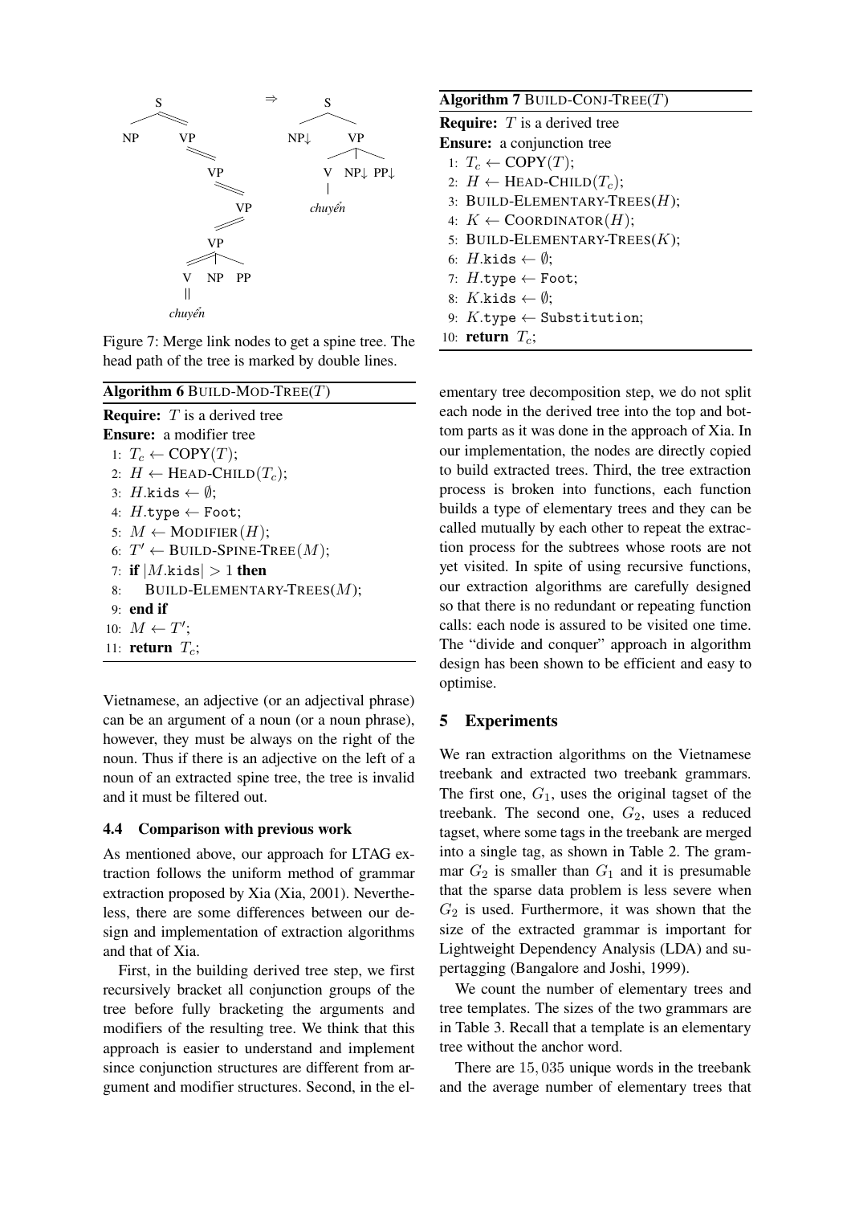Figure 7: Merge link nodes to get a spine tree. The head path of the tree is marked by double lines.

**Algorithm 6** BUILD-MOD-TREE($T$)

**Require:** $T$ is a derived tree
**Ensure:** a modifier tree

1: $T_c \leftarrow$ COPY($T$);
2: $H \leftarrow$ HEAD-CHILD($T_c$);
3: $H$.kids $\leftarrow \emptyset$;
4: $H$.type $\leftarrow$ Foot;
5: $M \leftarrow$ MODIFIER($H$);
6: $T' \leftarrow$ BUILD-SPINE-TREE($M$);
7: **if** $|M.\texttt{kids}| > 1$ **then**
8: BUILD-ELEMENTARY-TREES($M$);
9: **end if**
10: $M \leftarrow T'$;
11: **return** $T_c$;

**Algorithm 7** BUILD-CONJ-TREE($T$)

**Require:** $T$ is a derived tree
**Ensure:** a conjunction tree

1: $T_c \leftarrow$ COPY($T$);
2: $H \leftarrow$ HEAD-CHILD($T_c$);
3: BUILD-ELEMENTARY-TREES($H$);
4: $K \leftarrow$ COORDINATOR($H$);
5: BUILD-ELEMENTARY-TREES($K$);
6: $H$.kids $\leftarrow \emptyset$;
7: $H$.type $\leftarrow$ Foot;
8: $K$.kids $\leftarrow \emptyset$;
9: $K$.type $\leftarrow$ Substitution;
10: **return** $T_c$;

Vietnamese, an adjective (or an adjectival phrase) can be an argument of a noun (or a noun phrase), however, they must be always on the right of the noun. Thus if there is an adjective on the left of a noun of an extracted spine tree, the tree is invalid and it must be filtered out.

### 4.4 Comparison with previous work

As mentioned above, our approach for LTAG extraction follows the uniform method of grammar extraction proposed by Xia (Xia, 2001). Nevertheless, there are some differences between our design and implementation of extraction algorithms and that of Xia.

First, in the building derived tree step, we first recursively bracket all conjunction groups of the tree before fully bracketing the arguments and modifiers of the resulting tree. We think that this approach is easier to understand and implement since conjunction structures are different from argument and modifier structures. Second, in the elementary tree decomposition step, we do not split each node in the derived tree into the top and bottom parts as it was done in the approach of Xia. In our implementation, the nodes are directly copied to build extracted trees. Third, the tree extraction process is broken into functions, each function builds a type of elementary trees and they can be called mutually by each other to repeat the extraction process for the subtrees whose roots are not yet visited. In spite of using recursive functions, our extraction algorithms are carefully designed so that there is no redundant or repeating function calls: each node is assured to be visited one time. The "divide and conquer" approach in algorithm design has been shown to be efficient and easy to optimise.

## 5 Experiments

We ran extraction algorithms on the Vietnamese treebank and extracted two treebank grammars. The first one, $G_1$, uses the original tagset of the treebank. The second one, $G_2$, uses a reduced tagset, where some tags in the treebank are merged into a single tag, as shown in Table 2. The grammar $G_2$ is smaller than $G_1$ and it is presumable that the sparse data problem is less severe when $G_2$ is used. Furthermore, it was shown that the size of the extracted grammar is important for Lightweight Dependency Analysis (LDA) and supertagging (Bangalore and Joshi, 1999).

We count the number of elementary trees and tree templates. The sizes of the two grammars are in Table 3. Recall that a template is an elementary tree without the anchor word.

There are 15,035 unique words in the treebank and the average number of elementary trees that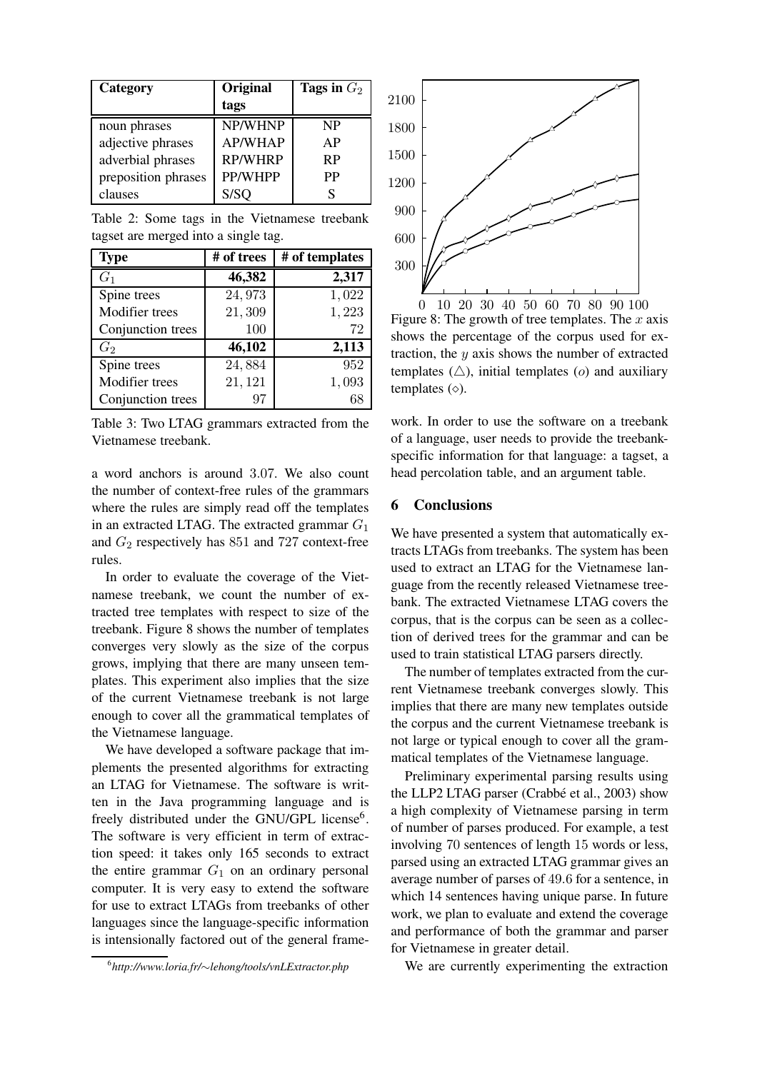| Category | Original tags | Tags in $G_2$ |
|---|---|---|
| noun phrases | NP/WHNP | NP |
| adjective phrases | AP/WHAP | AP |
| adverbial phrases | RP/WHRP | RP |
| preposition phrases | PP/WHPP | PP |
| clauses | S/SQ | S |

Table 2: Some tags in the Vietnamese treebank tagset are merged into a single tag.

| Type | # of trees | # of templates |
|---|---|---|
| $G_1$ | **46,382** | **2,317** |
| Spine trees | $24,973$ | $1,022$ |
| Modifier trees | $21,309$ | $1,223$ |
| Conjunction trees | $100$ | $72$ |
| $G_2$ | **46,102** | **2,113** |
| Spine trees | $24,884$ | $952$ |
| Modifier trees | $21,121$ | $1,093$ |
| Conjunction trees | $97$ | $68$ |

Table 3: Two LTAG grammars extracted from the Vietnamese treebank.

a word anchors is around $3.07$. We also count the number of context-free rules of the grammars where the rules are simply read off the templates in an extracted LTAG. The extracted grammar $G_1$ and $G_2$ respectively has $851$ and $727$ context-free rules.

In order to evaluate the coverage of the Vietnamese treebank, we count the number of extracted tree templates with respect to size of the treebank. Figure 8 shows the number of templates converges very slowly as the size of the corpus grows, implying that there are many unseen templates. This experiment also implies that the size of the current Vietnamese treebank is not large enough to cover all the grammatical templates of the Vietnamese language.

We have developed a software package that implements the presented algorithms for extracting an LTAG for Vietnamese. The software is written in the Java programming language and is freely distributed under the GNU/GPL license[6]. The software is very efficient in term of extraction speed: it takes only $165$ seconds to extract the entire grammar $G_1$ on an ordinary personal computer. It is very easy to extend the software for use to extract LTAGs from treebanks of other languages since the language-specific information is intensionally factored out of the general framework. In order to use the software on a treebank of a language, user needs to provide the treebank-specific information for that language: a tagset, a head percolation table, and an argument table.

[6] *http://www.loria.fr/∼lehong/tools/vnLExtractor.php*

Figure 8: The growth of tree templates. The $x$ axis shows the percentage of the corpus used for extraction, the $y$ axis shows the number of extracted templates ($\triangle$), initial templates ($o$) and auxiliary templates ($\diamond$).

## 6 Conclusions

We have presented a system that automatically extracts LTAGs from treebanks. The system has been used to extract an LTAG for the Vietnamese language from the recently released Vietnamese treebank. The extracted Vietnamese LTAG covers the corpus, that is the corpus can be seen as a collection of derived trees for the grammar and can be used to train statistical LTAG parsers directly.

The number of templates extracted from the current Vietnamese treebank converges slowly. This implies that there are many new templates outside the corpus and the current Vietnamese treebank is not large or typical enough to cover all the grammatical templates of the Vietnamese language.

Preliminary experimental parsing results using the LLP2 LTAG parser (Crabbé et al., 2003) show a high complexity of Vietnamese parsing in term of number of parses produced. For example, a test involving $70$ sentences of length $15$ words or less, parsed using an extracted LTAG grammar gives an average number of parses of $49.6$ for a sentence, in which $14$ sentences having unique parse. In future work, we plan to evaluate and extend the coverage and performance of both the grammar and parser for Vietnamese in greater detail.

We are currently experimenting the extraction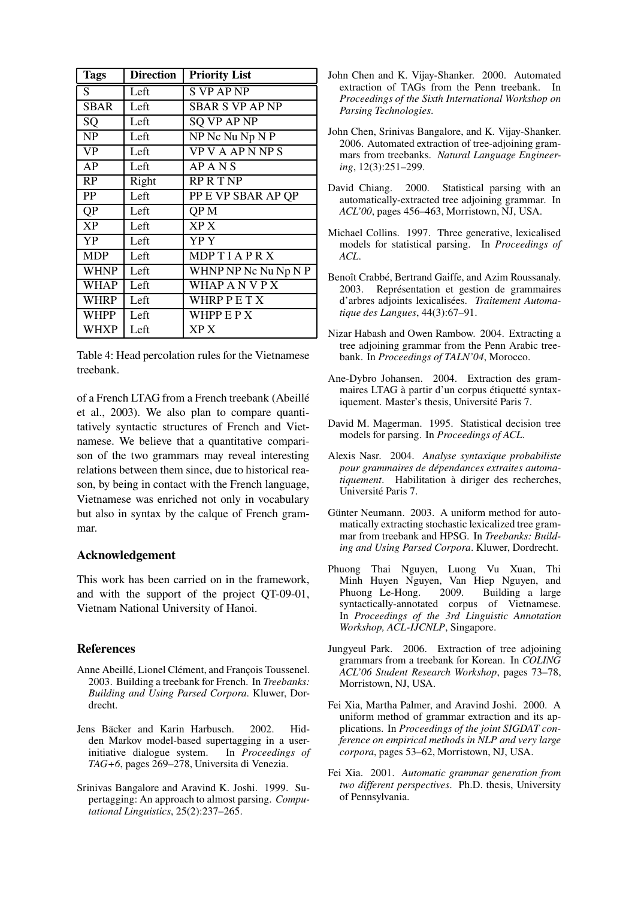| Tags | Direction | Priority List |
|---|---|---|
| S | Left | S VP AP NP |
| SBAR | Left | SBAR S VP AP NP |
| SQ | Left | SQ VP AP NP |
| NP | Left | NP Nc Nu Np N P |
| VP | Left | VP V A AP N NP S |
| AP | Left | AP A N S |
| RP | Right | RP R T NP |
| PP | Left | PP E VP SBAR AP QP |
| QP | Left | QP M |
| XP | Left | XP X |
| YP | Left | YP Y |
| MDP | Left | MDP T I A P R X |
| WHNP | Left | WHNP NP Nc Nu Np N P |
| WHAP | Left | WHAP A N V P X |
| WHRP | Left | WHRP P E T X |
| WHPP | Left | WHPP E P X |
| WHXP | Left | XP X |

Table 4: Head percolation rules for the Vietnamese treebank.

of a French LTAG from a French treebank (Abeillé et al., 2003). We also plan to compare quantitatively syntactic structures of French and Vietnamese. We believe that a quantitative comparison of the two grammars may reveal interesting relations between them since, due to historical reason, by being in contact with the French language, Vietnamese was enriched not only in vocabulary but also in syntax by the calque of French grammar.

## Acknowledgement

This work has been carried on in the framework, and with the support of the project QT-09-01, Vietnam National University of Hanoi.

## References

Anne Abeillé, Lionel Clément, and François Toussenel. 2003. Building a treebank for French. In *Treebanks: Building and Using Parsed Corpora*. Kluwer, Dordrecht.

Jens Bäcker and Karin Harbusch. 2002. Hidden Markov model-based supertagging in a user-initiative dialogue system. In *Proceedings of TAG+6*, pages 269–278, Universita di Venezia.

Srinivas Bangalore and Aravind K. Joshi. 1999. Supertagging: An approach to almost parsing. *Computational Linguistics*, 25(2):237–265.

John Chen and K. Vijay-Shanker. 2000. Automated extraction of TAGs from the Penn treebank. In *Proceedings of the Sixth International Workshop on Parsing Technologies*.

John Chen, Srinivas Bangalore, and K. Vijay-Shanker. 2006. Automated extraction of tree-adjoining grammars from treebanks. *Natural Language Engineering*, 12(3):251–299.

David Chiang. 2000. Statistical parsing with an automatically-extracted tree adjoining grammar. In *ACL'00*, pages 456–463, Morristown, NJ, USA.

Michael Collins. 1997. Three generative, lexicalised models for statistical parsing. In *Proceedings of ACL*.

Benoît Crabbé, Bertrand Gaiffe, and Azim Roussanaly. 2003. Représentation et gestion de grammaires d'arbres adjoints lexicalisées. *Traitement Automatique des Langues*, 44(3):67–91.

Nizar Habash and Owen Rambow. 2004. Extracting a tree adjoining grammar from the Penn Arabic treebank. In *Proceedings of TALN'04*, Morocco.

Ane-Dybro Johansen. 2004. Extraction des grammaires LTAG à partir d'un corpus étiquetté syntaxiquement. Master's thesis, Université Paris 7.

David M. Magerman. 1995. Statistical decision tree models for parsing. In *Proceedings of ACL*.

Alexis Nasr. 2004. *Analyse syntaxique probabiliste pour grammaires de dépendances extraites automatiquement*. Habilitation à diriger des recherches, Université Paris 7.

Günter Neumann. 2003. A uniform method for automatically extracting stochastic lexicalized tree grammar from treebank and HPSG. In *Treebanks: Building and Using Parsed Corpora*. Kluwer, Dordrecht.

Phuong Thai Nguyen, Luong Vu Xuan, Thi Minh Huyen Nguyen, Van Hiep Nguyen, and Phuong Le-Hong. 2009. Building a large syntactically-annotated corpus of Vietnamese. In *Proceedings of the 3rd Linguistic Annotation Workshop, ACL-IJCNLP*, Singapore.

Jungyeul Park. 2006. Extraction of tree adjoining grammars from a treebank for Korean. In *COLING ACL'06 Student Research Workshop*, pages 73–78, Morristown, NJ, USA.

Fei Xia, Martha Palmer, and Aravind Joshi. 2000. A uniform method of grammar extraction and its applications. In *Proceedings of the joint SIGDAT conference on empirical methods in NLP and very large corpora*, pages 53–62, Morristown, NJ, USA.

Fei Xia. 2001. *Automatic grammar generation from two different perspectives*. Ph.D. thesis, University of Pennsylvania.